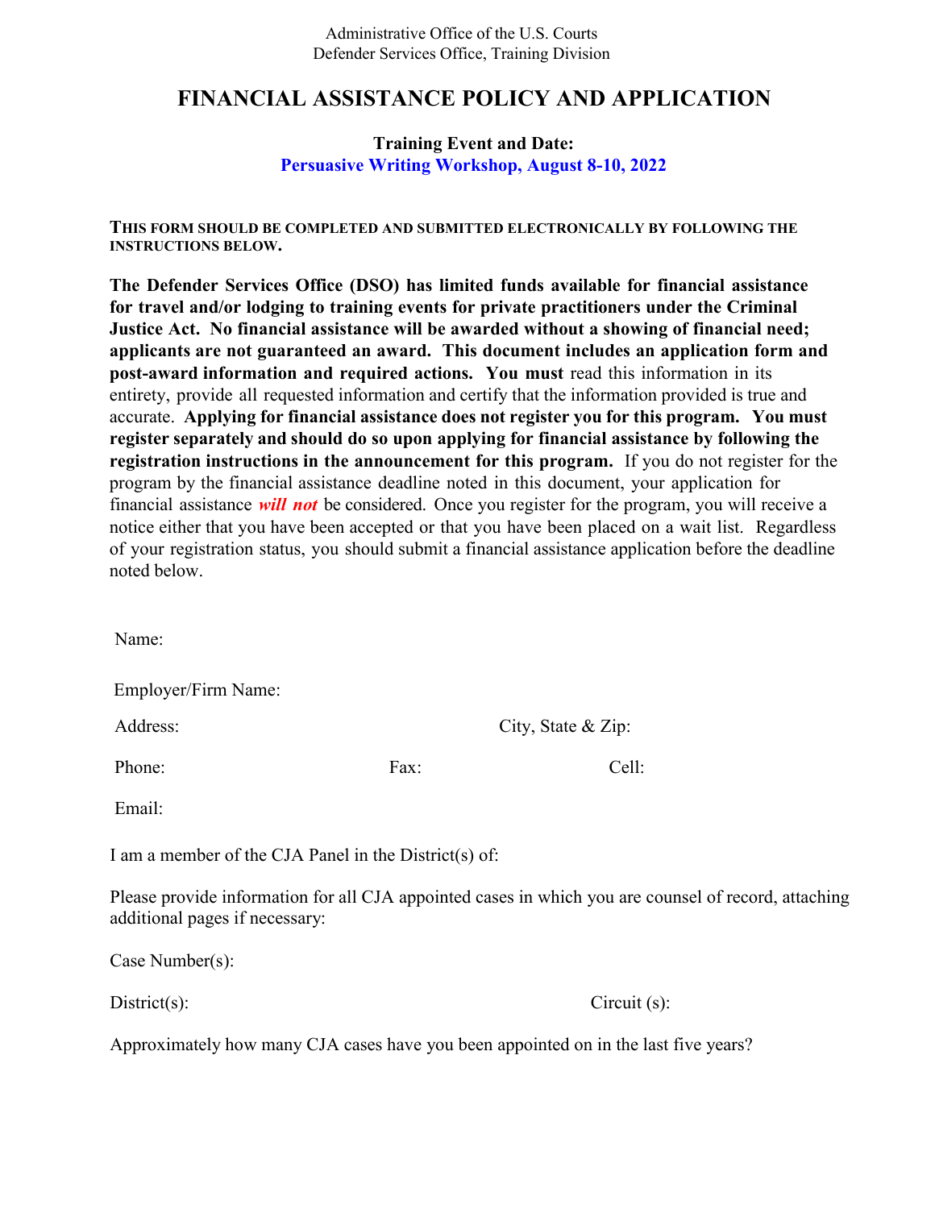Administrative Office of the U.S. Courts
Defender Services Office, Training Division

# FINANCIAL ASSISTANCE POLICY AND APPLICATION

**Training Event and Date:**
**Persuasive Writing Workshop, August 8-10, 2022**

**THIS FORM SHOULD BE COMPLETED AND SUBMITTED ELECTRONICALLY BY FOLLOWING THE INSTRUCTIONS BELOW.**

**The Defender Services Office (DSO) has limited funds available for financial assistance for travel and/or lodging to training events for private practitioners under the Criminal Justice Act. No financial assistance will be awarded without a showing of financial need; applicants are not guaranteed an award. This document includes an application form and post-award information and required actions. You must** read this information in its entirety, provide all requested information and certify that the information provided is true and accurate. **Applying for financial assistance does not register you for this program. You must register separately and should do so upon applying for financial assistance by following the registration instructions in the announcement for this program.** If you do not register for the program by the financial assistance deadline noted in this document, your application for financial assistance ***will not*** be considered. Once you register for the program, you will receive a notice either that you have been accepted or that you have been placed on a wait list. Regardless of your registration status, you should submit a financial assistance application before the deadline noted below.

Name:

Employer/Firm Name:

Address: City, State & Zip:

Phone: Fax: Cell:

Email:

I am a member of the CJA Panel in the District(s) of:

Please provide information for all CJA appointed cases in which you are counsel of record, attaching additional pages if necessary:

Case Number(s):

District(s): Circuit (s):

Approximately how many CJA cases have you been appointed on in the last five years?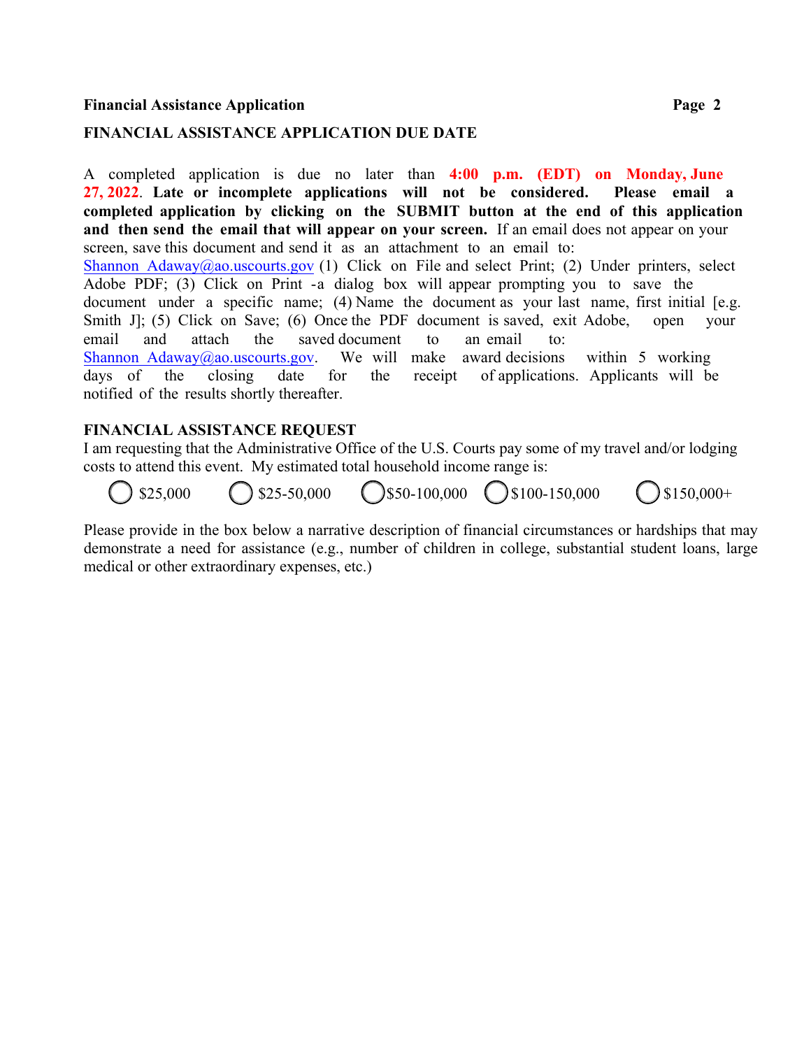## FINANCIAL ASSISTANCE APPLICATION DUE DATE

A completed application is due no later than **4:00 p.m. (EDT) on Monday, June 27, 2022**. **Late or incomplete applications will not be considered. Please email a completed application by clicking on the SUBMIT button at the end of this application and then send the email that will appear on your screen.** If an email does not appear on your screen, save this document and send it as an attachment to an email to: Shannon_Adaway@ao.uscourts.gov (1) Click on File and select Print; (2) Under printers, select Adobe PDF; (3) Click on Print -a dialog box will appear prompting you to save the document under a specific name; (4) Name the document as your last name, first initial [e.g. Smith J]; (5) Click on Save; (6) Once the PDF document is saved, exit Adobe, open your email and attach the saved document to an email to: Shannon_Adaway@ao.uscourts.gov. We will make award decisions within 5 working days of the closing date for the receipt of applications. Applicants will be notified of the results shortly thereafter.

## FINANCIAL ASSISTANCE REQUEST

I am requesting that the Administrative Office of the U.S. Courts pay some of my travel and/or lodging costs to attend this event. My estimated total household income range is:

- ◯ $25,000
- ◯ $25-50,000
- ◯ $50-100,000
- ◯ $100-150,000
- ◯ $150,000+

Please provide in the box below a narrative description of financial circumstances or hardships that may demonstrate a need for assistance (e.g., number of children in college, substantial student loans, large medical or other extraordinary expenses, etc.)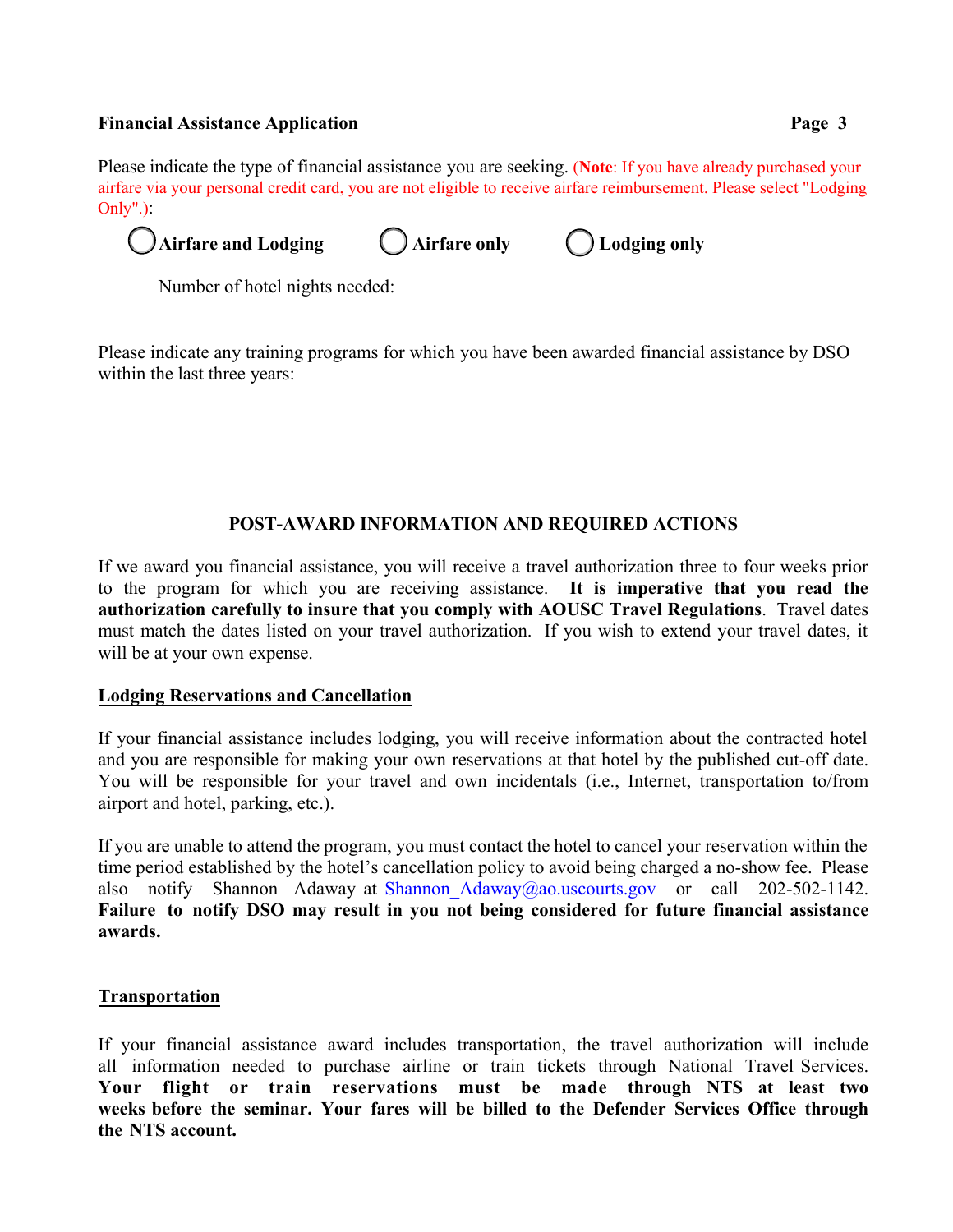Please indicate the type of financial assistance you are seeking. (**Note**: If you have already purchased your airfare via your personal credit card, you are not eligible to receive airfare reimbursement. Please select "Lodging Only".):

◯ **Airfare and Lodging** ◯ **Airfare only** ◯ **Lodging only**

Number of hotel nights needed:

Please indicate any training programs for which you have been awarded financial assistance by DSO within the last three years:

## POST-AWARD INFORMATION AND REQUIRED ACTIONS

If we award you financial assistance, you will receive a travel authorization three to four weeks prior to the program for which you are receiving assistance. **It is imperative that you read the authorization carefully to insure that you comply with AOUSC Travel Regulations**. Travel dates must match the dates listed on your travel authorization. If you wish to extend your travel dates, it will be at your own expense.

### Lodging Reservations and Cancellation

If your financial assistance includes lodging, you will receive information about the contracted hotel and you are responsible for making your own reservations at that hotel by the published cut-off date. You will be responsible for your travel and own incidentals (i.e., Internet, transportation to/from airport and hotel, parking, etc.).

If you are unable to attend the program, you must contact the hotel to cancel your reservation within the time period established by the hotel's cancellation policy to avoid being charged a no-show fee. Please also notify Shannon Adaway at Shannon_Adaway@ao.uscourts.gov or call 202-502-1142. **Failure to notify DSO may result in you not being considered for future financial assistance awards.**

### Transportation

If your financial assistance award includes transportation, the travel authorization will include all information needed to purchase airline or train tickets through National Travel Services. **Your flight or train reservations must be made through NTS at least two weeks before the seminar. Your fares will be billed to the Defender Services Office through the NTS account.**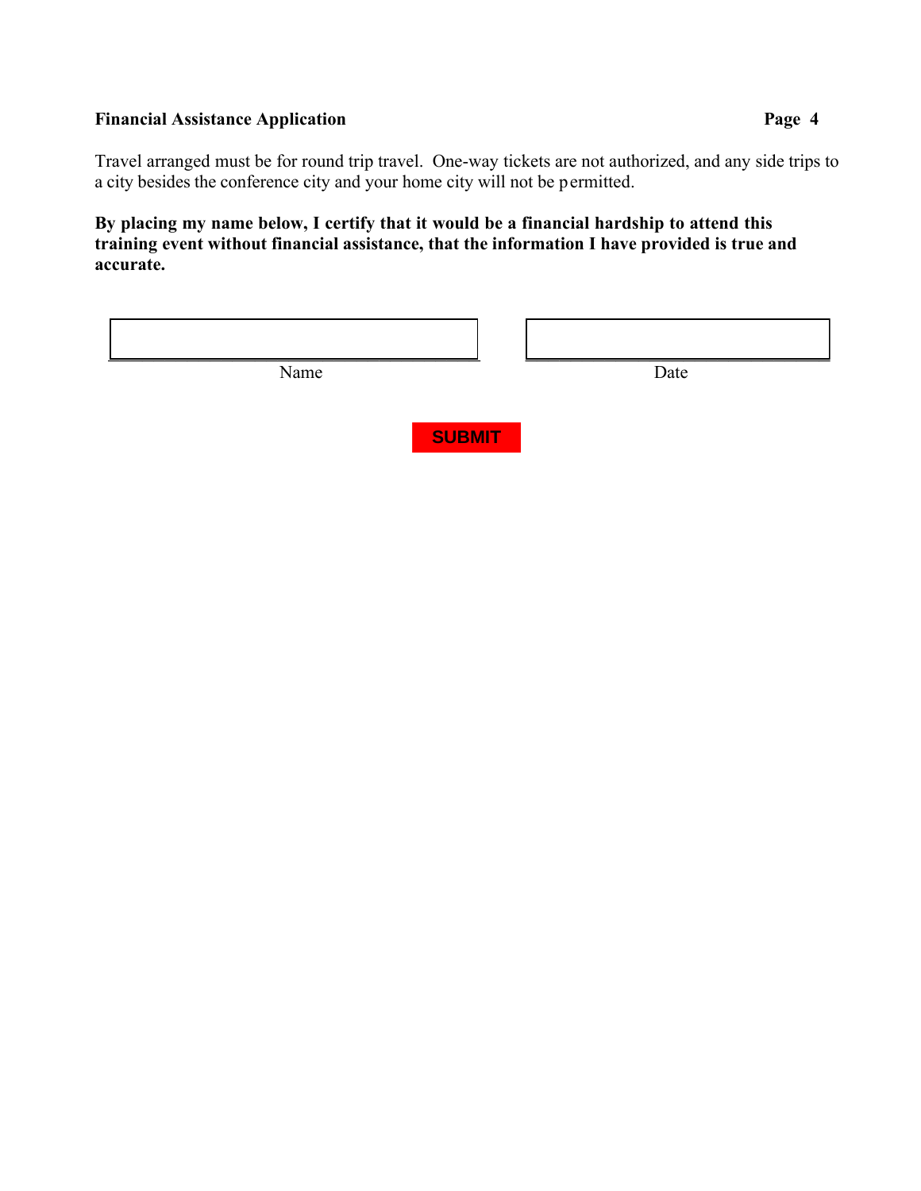Travel arranged must be for round trip travel. One-way tickets are not authorized, and any side trips to a city besides the conference city and your home city will not be permitted.

**By placing my name below, I certify that it would be a financial hardship to attend this training event without financial assistance, that the information I have provided is true and accurate.**

| | |
|---|---|
| | |
| Name | Date |

SUBMIT